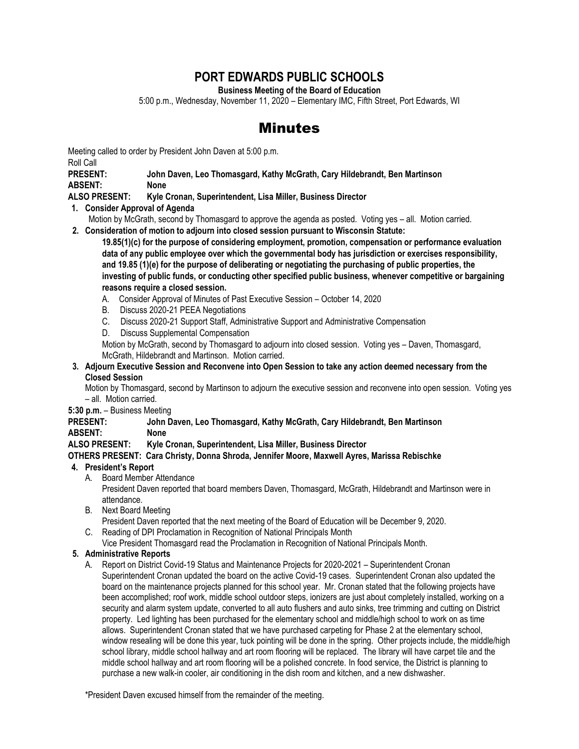# PORT EDWARDS PUBLIC SCHOOLS

**Business Meeting of the Board of Education**

5:00 p.m., Wednesday, November 11, 2020 – Elementary IMC, Fifth Street, Port Edwards, WI

# Minutes

Meeting called to order by President John Daven at 5:00 p.m.

Roll Call

**PRESENT:** **John Daven, Leo Thomasgard, Kathy McGrath, Cary Hildebrandt, Ben Martinson**

**ABSENT:** **None**

**ALSO PRESENT:** **Kyle Cronan, Superintendent, Lisa Miller, Business Director**

1. **Consider Approval of Agenda**

   Motion by McGrath, second by Thomasgard to approve the agenda as posted. Voting yes – all. Motion carried.

2. **Consideration of motion to adjourn into closed session pursuant to Wisconsin Statute:**

   **19.85(1)(c) for the purpose of considering employment, promotion, compensation or performance evaluation data of any public employee over which the governmental body has jurisdiction or exercises responsibility, and 19.85 (1)(e) for the purpose of deliberating or negotiating the purchasing of public properties, the investing of public funds, or conducting other specified public business, whenever competitive or bargaining reasons require a closed session.**

   A. Consider Approval of Minutes of Past Executive Session – October 14, 2020
   B. Discuss 2020-21 PEEA Negotiations
   C. Discuss 2020-21 Support Staff, Administrative Support and Administrative Compensation
   D. Discuss Supplemental Compensation

   Motion by McGrath, second by Thomasgard to adjourn into closed session. Voting yes – Daven, Thomasgard, McGrath, Hildebrandt and Martinson. Motion carried.

3. **Adjourn Executive Session and Reconvene into Open Session to take any action deemed necessary from the Closed Session**

   Motion by Thomasgard, second by Martinson to adjourn the executive session and reconvene into open session. Voting yes – all. Motion carried.

**5:30 p.m.** – Business Meeting

**PRESENT:** **John Daven, Leo Thomasgard, Kathy McGrath, Cary Hildebrandt, Ben Martinson**

**ABSENT:** **None**

**ALSO PRESENT:** **Kyle Cronan, Superintendent, Lisa Miller, Business Director**

**OTHERS PRESENT: Cara Christy, Donna Shroda, Jennifer Moore, Maxwell Ayres, Marissa Rebischke**

4. **President's Report**

   A. Board Member Attendance

   President Daven reported that board members Daven, Thomasgard, McGrath, Hildebrandt and Martinson were in attendance.

   B. Next Board Meeting

   President Daven reported that the next meeting of the Board of Education will be December 9, 2020.

   C. Reading of DPI Proclamation in Recognition of National Principals Month

   Vice President Thomasgard read the Proclamation in Recognition of National Principals Month.

5. **Administrative Reports**

   A. Report on District Covid-19 Status and Maintenance Projects for 2020-2021 – Superintendent Cronan

   Superintendent Cronan updated the board on the active Covid-19 cases. Superintendent Cronan also updated the board on the maintenance projects planned for this school year. Mr. Cronan stated that the following projects have been accomplished; roof work, middle school outdoor steps, ionizers are just about completely installed, working on a security and alarm system update, converted to all auto flushers and auto sinks, tree trimming and cutting on District property. Led lighting has been purchased for the elementary school and middle/high school to work on as time allows. Superintendent Cronan stated that we have purchased carpeting for Phase 2 at the elementary school, window resealing will be done this year, tuck pointing will be done in the spring. Other projects include, the middle/high school library, middle school hallway and art room flooring will be replaced. The library will have carpet tile and the middle school hallway and art room flooring will be a polished concrete. In food service, the District is planning to purchase a new walk-in cooler, air conditioning in the dish room and kitchen, and a new dishwasher.

*President Daven excused himself from the remainder of the meeting.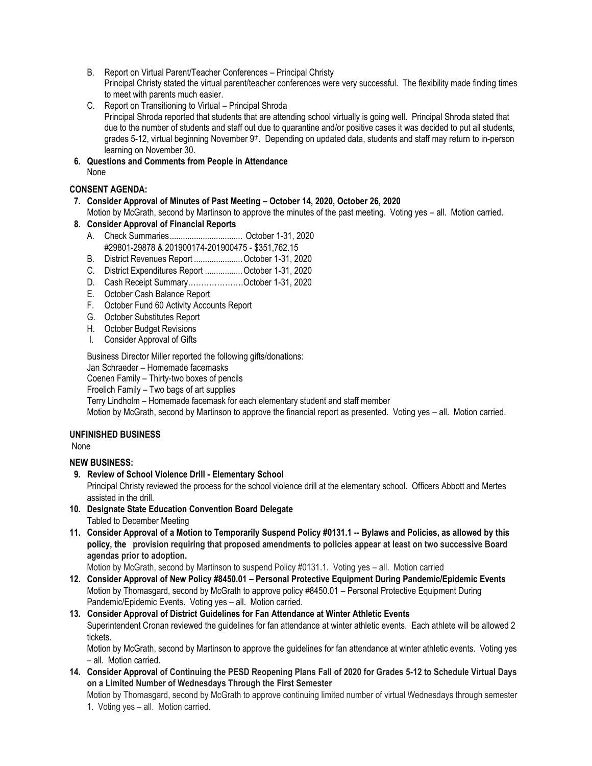B. Report on Virtual Parent/Teacher Conferences – Principal Christy
   Principal Christy stated the virtual parent/teacher conferences were very successful. The flexibility made finding times to meet with parents much easier.
C. Report on Transitioning to Virtual – Principal Shroda
   Principal Shroda reported that students that are attending school virtually is going well. Principal Shroda stated that due to the number of students and staff out due to quarantine and/or positive cases it was decided to put all students, grades 5-12, virtual beginning November 9th. Depending on updated data, students and staff may return to in-person learning on November 30.

**6. Questions and Comments from People in Attendance**
None

**CONSENT AGENDA:**

**7. Consider Approval of Minutes of Past Meeting – October 14, 2020, October 26, 2020**
Motion by McGrath, second by Martinson to approve the minutes of the past meeting. Voting yes – all. Motion carried.

**8. Consider Approval of Financial Reports**

A. Check Summaries................................. October 1-31, 2020
   #29801-29878 & 201900174-201900475 - $351,762.15
B. District Revenues Report......................October 1-31, 2020
C. District Expenditures Report .................October 1-31, 2020
D. Cash Receipt Summary…………………October 1-31, 2020
E. October Cash Balance Report
F. October Fund 60 Activity Accounts Report
G. October Substitutes Report
H. October Budget Revisions
I. Consider Approval of Gifts

Business Director Miller reported the following gifts/donations:
Jan Schraeder – Homemade facemasks
Coenen Family – Thirty-two boxes of pencils
Froelich Family – Two bags of art supplies
Terry Lindholm – Homemade facemask for each elementary student and staff member
Motion by McGrath, second by Martinson to approve the financial report as presented. Voting yes – all. Motion carried.

**UNFINISHED BUSINESS**
None

**NEW BUSINESS:**

**9. Review of School Violence Drill - Elementary School**
Principal Christy reviewed the process for the school violence drill at the elementary school. Officers Abbott and Mertes assisted in the drill.

**10. Designate State Education Convention Board Delegate**
Tabled to December Meeting

**11. Consider Approval of a Motion to Temporarily Suspend Policy #0131.1 -- Bylaws and Policies, as allowed by this policy, the provision requiring that proposed amendments to policies appear at least on two successive Board agendas prior to adoption.**
Motion by McGrath, second by Martinson to suspend Policy #0131.1. Voting yes – all. Motion carried

**12. Consider Approval of New Policy #8450.01 – Personal Protective Equipment During Pandemic/Epidemic Events**
Motion by Thomasgard, second by McGrath to approve policy #8450.01 – Personal Protective Equipment During Pandemic/Epidemic Events. Voting yes – all. Motion carried.

**13. Consider Approval of District Guidelines for Fan Attendance at Winter Athletic Events**
Superintendent Cronan reviewed the guidelines for fan attendance at winter athletic events. Each athlete will be allowed 2 tickets.
Motion by McGrath, second by Martinson to approve the guidelines for fan attendance at winter athletic events. Voting yes – all. Motion carried.

**14. Consider Approval of Continuing the PESD Reopening Plans Fall of 2020 for Grades 5-12 to Schedule Virtual Days on a Limited Number of Wednesdays Through the First Semester**
Motion by Thomasgard, second by McGrath to approve continuing limited number of virtual Wednesdays through semester 1. Voting yes – all. Motion carried.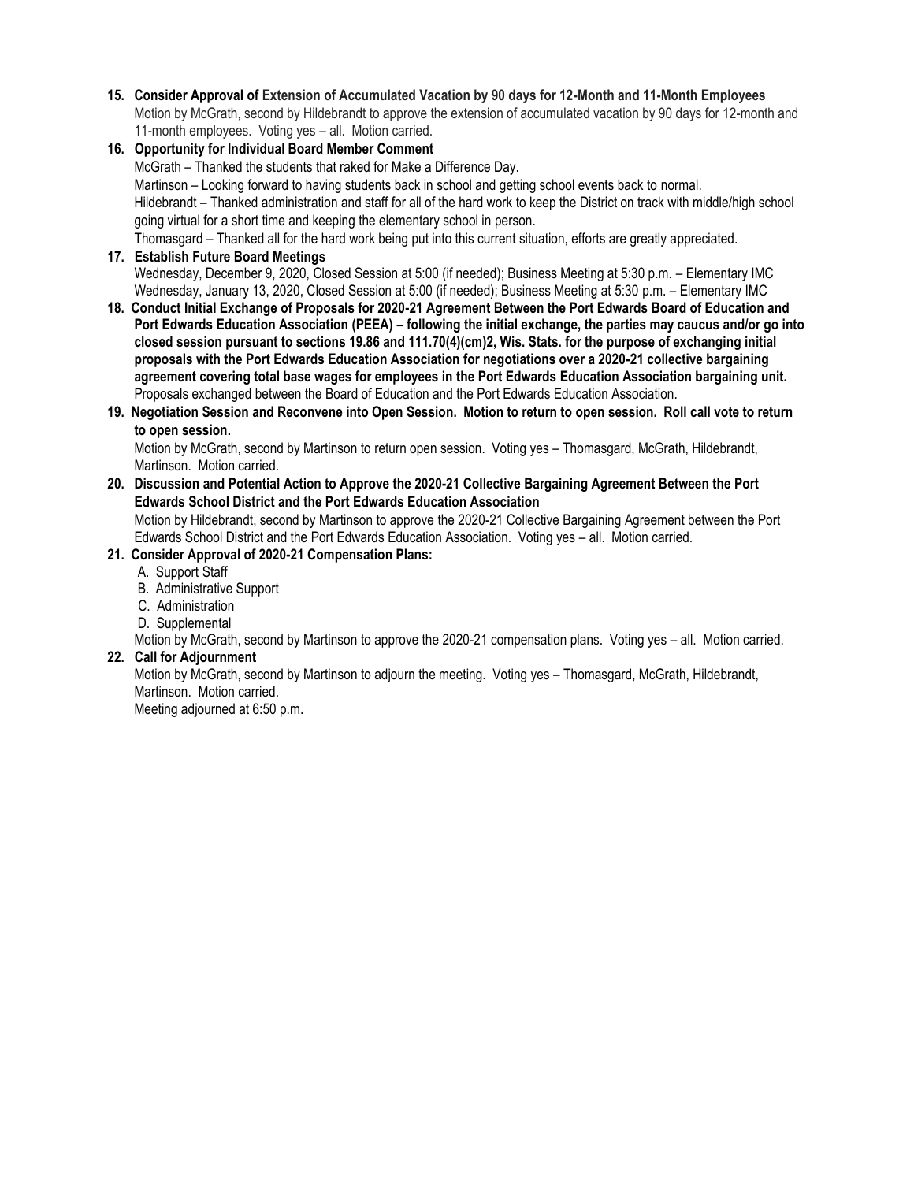**15. Consider Approval of Extension of Accumulated Vacation by 90 days for 12-Month and 11-Month Employees**

Motion by McGrath, second by Hildebrandt to approve the extension of accumulated vacation by 90 days for 12-month and 11-month employees. Voting yes – all. Motion carried.

**16. Opportunity for Individual Board Member Comment**

McGrath – Thanked the students that raked for Make a Difference Day.
Martinson – Looking forward to having students back in school and getting school events back to normal.
Hildebrandt – Thanked administration and staff for all of the hard work to keep the District on track with middle/high school going virtual for a short time and keeping the elementary school in person.
Thomasgard – Thanked all for the hard work being put into this current situation, efforts are greatly appreciated.

**17. Establish Future Board Meetings**

Wednesday, December 9, 2020, Closed Session at 5:00 (if needed); Business Meeting at 5:30 p.m. – Elementary IMC
Wednesday, January 13, 2020, Closed Session at 5:00 (if needed); Business Meeting at 5:30 p.m. – Elementary IMC

**18. Conduct Initial Exchange of Proposals for 2020-21 Agreement Between the Port Edwards Board of Education and Port Edwards Education Association (PEEA) – following the initial exchange, the parties may caucus and/or go into closed session pursuant to sections 19.86 and 111.70(4)(cm)2, Wis. Stats. for the purpose of exchanging initial proposals with the Port Edwards Education Association for negotiations over a 2020-21 collective bargaining agreement covering total base wages for employees in the Port Edwards Education Association bargaining unit.**

Proposals exchanged between the Board of Education and the Port Edwards Education Association.

**19. Negotiation Session and Reconvene into Open Session. Motion to return to open session. Roll call vote to return to open session.**

Motion by McGrath, second by Martinson to return open session. Voting yes – Thomasgard, McGrath, Hildebrandt, Martinson. Motion carried.

**20. Discussion and Potential Action to Approve the 2020-21 Collective Bargaining Agreement Between the Port Edwards School District and the Port Edwards Education Association**

Motion by Hildebrandt, second by Martinson to approve the 2020-21 Collective Bargaining Agreement between the Port Edwards School District and the Port Edwards Education Association. Voting yes – all. Motion carried.

**21. Consider Approval of 2020-21 Compensation Plans:**

A. Support Staff
B. Administrative Support
C. Administration
D. Supplemental

Motion by McGrath, second by Martinson to approve the 2020-21 compensation plans. Voting yes – all. Motion carried.

**22. Call for Adjournment**

Motion by McGrath, second by Martinson to adjourn the meeting. Voting yes – Thomasgard, McGrath, Hildebrandt, Martinson. Motion carried.
Meeting adjourned at 6:50 p.m.